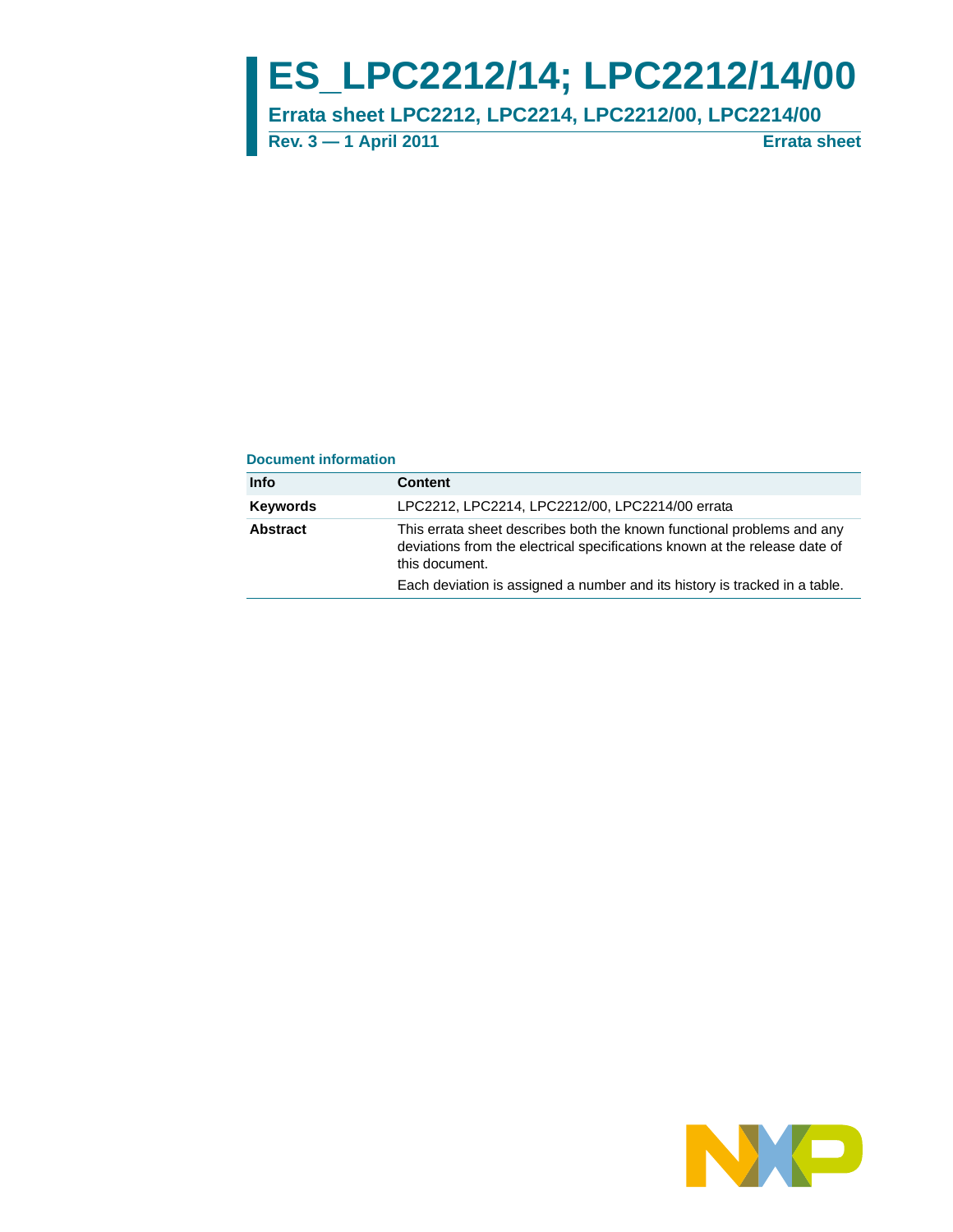# ES_LPC2212/14; LPC2212/14/00

## Errata sheet LPC2212, LPC2214, LPC2212/00, LPC2214/00

**Rev. 3 — 1 April 2011** **Errata sheet**

**Document information**

| Info | Content |
|---|---|
| **Keywords** | LPC2212, LPC2214, LPC2212/00, LPC2214/00 errata |
| **Abstract** | This errata sheet describes both the known functional problems and any deviations from the electrical specifications known at the release date of this document. Each deviation is assigned a number and its history is tracked in a table. |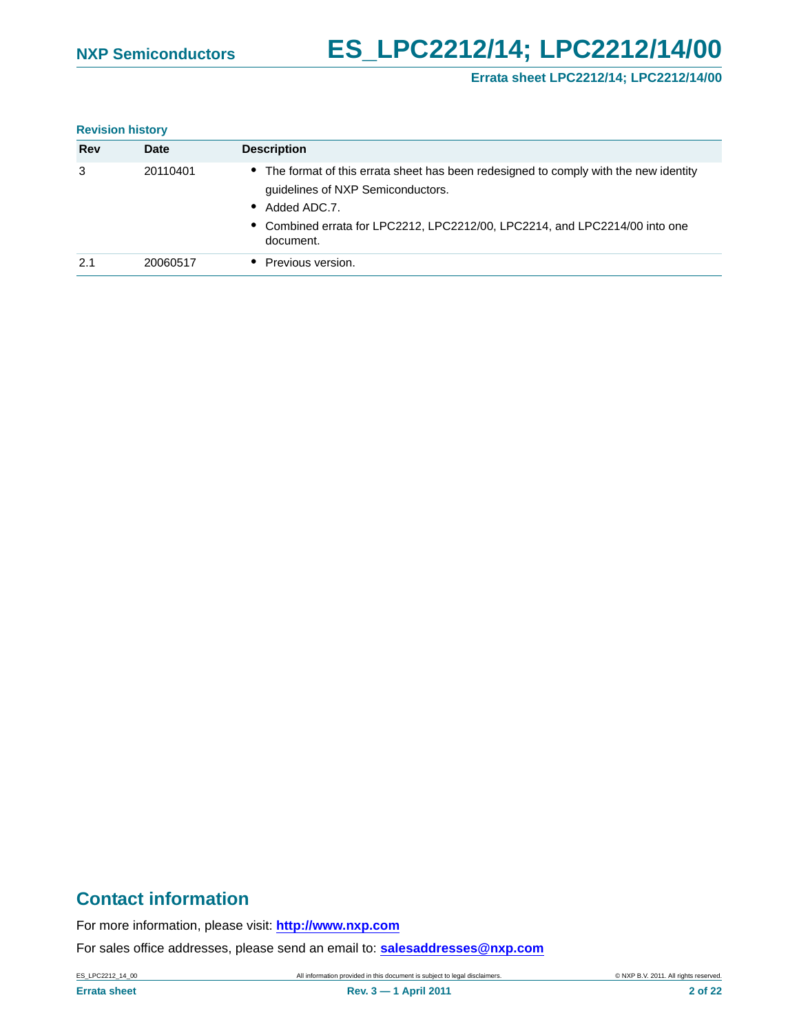**Revision history**

| Rev | Date | Description |
| --- | --- | --- |
| 3 | 20110401 | • The format of this errata sheet has been redesigned to comply with the new identity guidelines of NXP Semiconductors. • Added ADC.7. • Combined errata for LPC2212, LPC2212/00, LPC2214, and LPC2214/00 into one document. |
| 2.1 | 20060517 | • Previous version. |

## Contact information

For more information, please visit: **http://www.nxp.com**

For sales office addresses, please send an email to: **salesaddresses@nxp.com**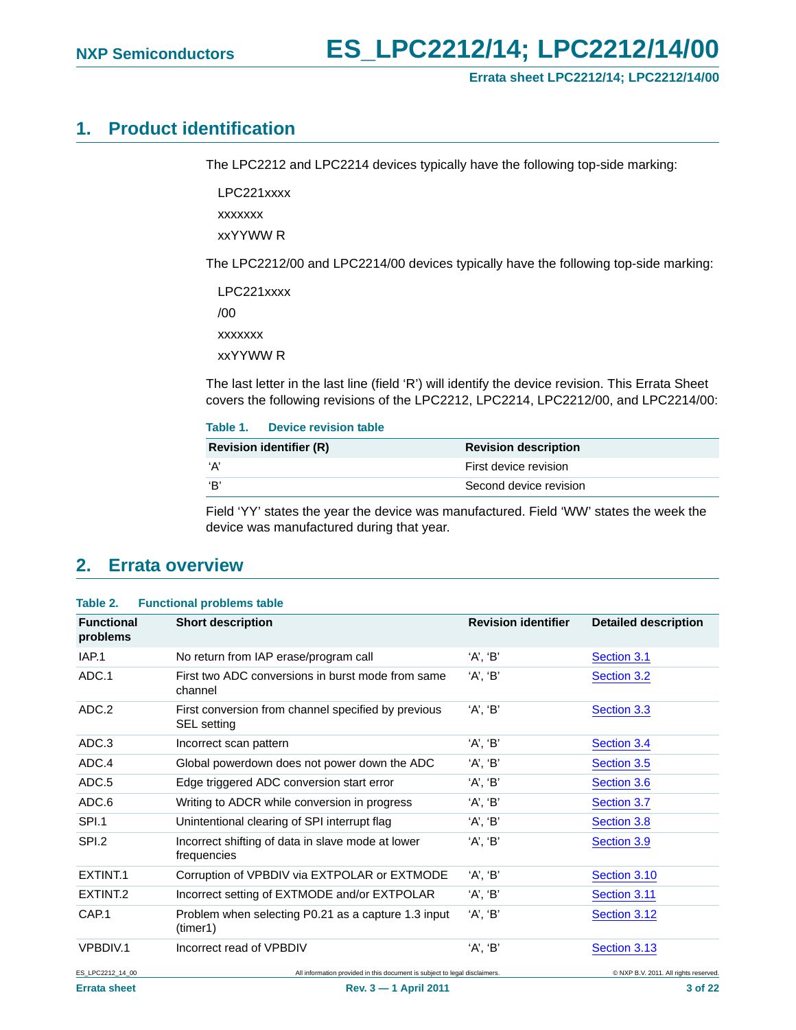## 1. Product identification

The LPC2212 and LPC2214 devices typically have the following top-side marking:

LPC221xxxx

xxxxxxx

xxYYWW R

The LPC2212/00 and LPC2214/00 devices typically have the following top-side marking:

LPC221xxxx

/00

xxxxxxx

xxYYWW R

The last letter in the last line (field 'R') will identify the device revision. This Errata Sheet covers the following revisions of the LPC2212, LPC2214, LPC2212/00, and LPC2214/00:

**Table 1. Device revision table**

| Revision identifier (R) | Revision description |
|---|---|
| 'A' | First device revision |
| 'B' | Second device revision |

Field 'YY' states the year the device was manufactured. Field 'WW' states the week the device was manufactured during that year.

## 2. Errata overview

**Table 2. Functional problems table**

| Functional problems | Short description | Revision identifier | Detailed description |
|---|---|---|---|
| IAP.1 | No return from IAP erase/program call | 'A', 'B' | Section 3.1 |
| ADC.1 | First two ADC conversions in burst mode from same channel | 'A', 'B' | Section 3.2 |
| ADC.2 | First conversion from channel specified by previous SEL setting | 'A', 'B' | Section 3.3 |
| ADC.3 | Incorrect scan pattern | 'A', 'B' | Section 3.4 |
| ADC.4 | Global powerdown does not power down the ADC | 'A', 'B' | Section 3.5 |
| ADC.5 | Edge triggered ADC conversion start error | 'A', 'B' | Section 3.6 |
| ADC.6 | Writing to ADCR while conversion in progress | 'A', 'B' | Section 3.7 |
| SPI.1 | Unintentional clearing of SPI interrupt flag | 'A', 'B' | Section 3.8 |
| SPI.2 | Incorrect shifting of data in slave mode at lower frequencies | 'A', 'B' | Section 3.9 |
| EXTINT.1 | Corruption of VPBDIV via EXTPOLAR or EXTMODE | 'A', 'B' | Section 3.10 |
| EXTINT.2 | Incorrect setting of EXTMODE and/or EXTPOLAR | 'A', 'B' | Section 3.11 |
| CAP.1 | Problem when selecting P0.21 as a capture 1.3 input (timer1) | 'A', 'B' | Section 3.12 |
| VPBDIV.1 | Incorrect read of VPBDIV | 'A', 'B' | Section 3.13 |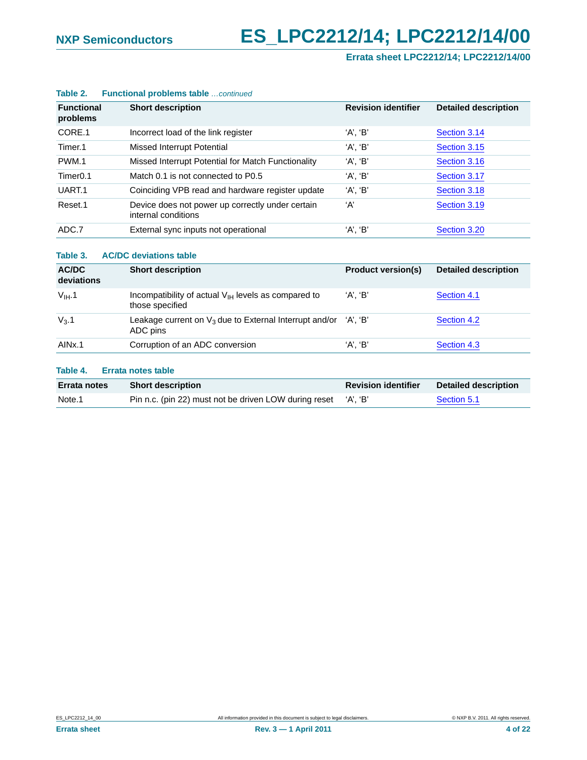**Table 2. Functional problems table** *…continued*

| Functional problems | Short description | Revision identifier | Detailed description |
|---|---|---|---|
| CORE.1 | Incorrect load of the link register | 'A', 'B' | Section 3.14 |
| Timer.1 | Missed Interrupt Potential | 'A', 'B' | Section 3.15 |
| PWM.1 | Missed Interrupt Potential for Match Functionality | 'A', 'B' | Section 3.16 |
| Timer0.1 | Match 0.1 is not connected to P0.5 | 'A', 'B' | Section 3.17 |
| UART.1 | Coinciding VPB read and hardware register update | 'A', 'B' | Section 3.18 |
| Reset.1 | Device does not power up correctly under certain internal conditions | 'A' | Section 3.19 |
| ADC.7 | External sync inputs not operational | 'A', 'B' | Section 3.20 |

**Table 3. AC/DC deviations table**

| AC/DC deviations | Short description | Product version(s) | Detailed description |
|---|---|---|---|
| $V_{IH}$.1 | Incompatibility of actual $V_{IH}$ levels as compared to those specified | 'A', 'B' | Section 4.1 |
| $V_3$.1 | Leakage current on $V_3$ due to External Interrupt and/or ADC pins | 'A', 'B' | Section 4.2 |
| AINx.1 | Corruption of an ADC conversion | 'A', 'B' | Section 4.3 |

**Table 4. Errata notes table**

| Errata notes | Short description | Revision identifier | Detailed description |
|---|---|---|---|
| Note.1 | Pin n.c. (pin 22) must not be driven LOW during reset | 'A', 'B' | Section 5.1 |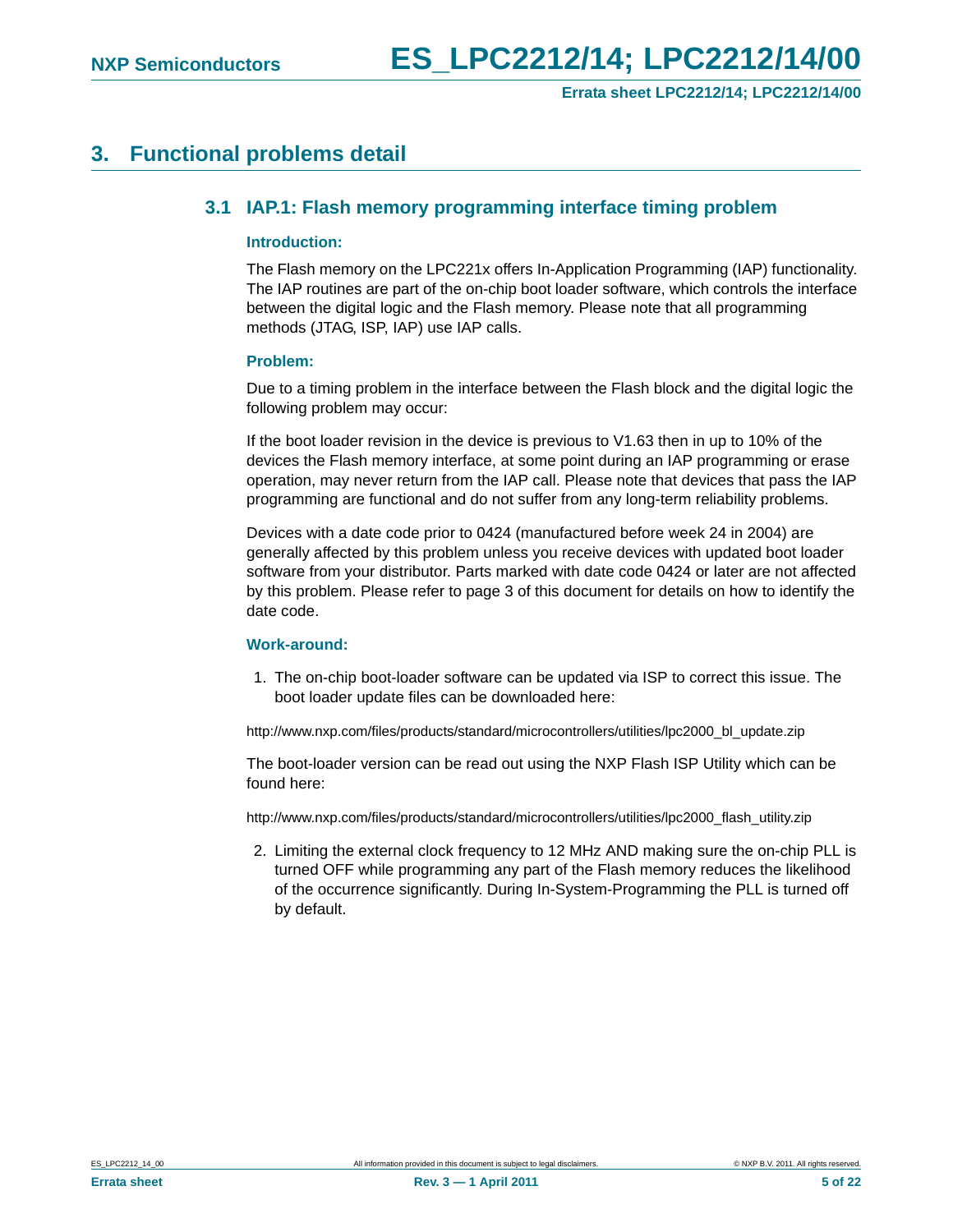# 3. Functional problems detail

## 3.1 IAP.1: Flash memory programming interface timing problem

### Introduction:

The Flash memory on the LPC221x offers In-Application Programming (IAP) functionality. The IAP routines are part of the on-chip boot loader software, which controls the interface between the digital logic and the Flash memory. Please note that all programming methods (JTAG, ISP, IAP) use IAP calls.

### Problem:

Due to a timing problem in the interface between the Flash block and the digital logic the following problem may occur:

If the boot loader revision in the device is previous to V1.63 then in up to 10% of the devices the Flash memory interface, at some point during an IAP programming or erase operation, may never return from the IAP call. Please note that devices that pass the IAP programming are functional and do not suffer from any long-term reliability problems.

Devices with a date code prior to 0424 (manufactured before week 24 in 2004) are generally affected by this problem unless you receive devices with updated boot loader software from your distributor. Parts marked with date code 0424 or later are not affected by this problem. Please refer to page 3 of this document for details on how to identify the date code.

### Work-around:

1. The on-chip boot-loader software can be updated via ISP to correct this issue. The boot loader update files can be downloaded here:

http://www.nxp.com/files/products/standard/microcontrollers/utilities/lpc2000_bl_update.zip

The boot-loader version can be read out using the NXP Flash ISP Utility which can be found here:

http://www.nxp.com/files/products/standard/microcontrollers/utilities/lpc2000_flash_utility.zip

2. Limiting the external clock frequency to 12 MHz AND making sure the on-chip PLL is turned OFF while programming any part of the Flash memory reduces the likelihood of the occurrence significantly. During In-System-Programming the PLL is turned off by default.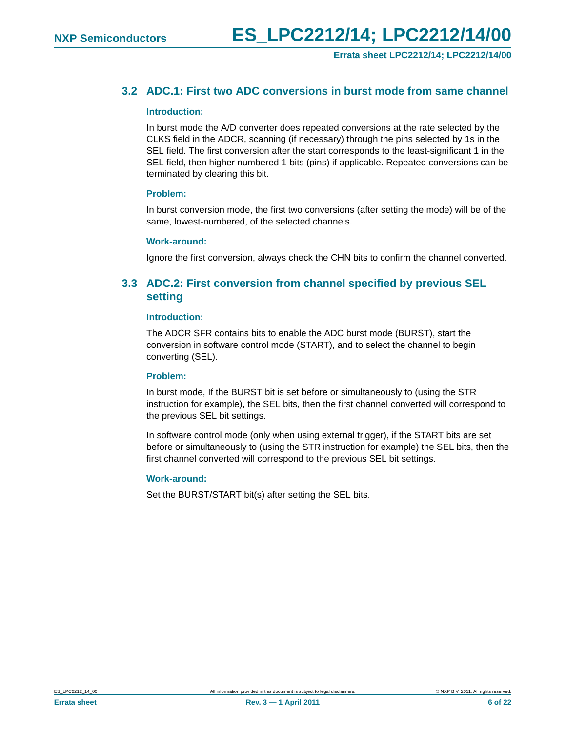## 3.2 ADC.1: First two ADC conversions in burst mode from same channel

### Introduction:

In burst mode the A/D converter does repeated conversions at the rate selected by the CLKS field in the ADCR, scanning (if necessary) through the pins selected by 1s in the SEL field. The first conversion after the start corresponds to the least-significant 1 in the SEL field, then higher numbered 1-bits (pins) if applicable. Repeated conversions can be terminated by clearing this bit.

### Problem:

In burst conversion mode, the first two conversions (after setting the mode) will be of the same, lowest-numbered, of the selected channels.

### Work-around:

Ignore the first conversion, always check the CHN bits to confirm the channel converted.

## 3.3 ADC.2: First conversion from channel specified by previous SEL setting

### Introduction:

The ADCR SFR contains bits to enable the ADC burst mode (BURST), start the conversion in software control mode (START), and to select the channel to begin converting (SEL).

### Problem:

In burst mode, If the BURST bit is set before or simultaneously to (using the STR instruction for example), the SEL bits, then the first channel converted will correspond to the previous SEL bit settings.

In software control mode (only when using external trigger), if the START bits are set before or simultaneously to (using the STR instruction for example) the SEL bits, then the first channel converted will correspond to the previous SEL bit settings.

### Work-around:

Set the BURST/START bit(s) after setting the SEL bits.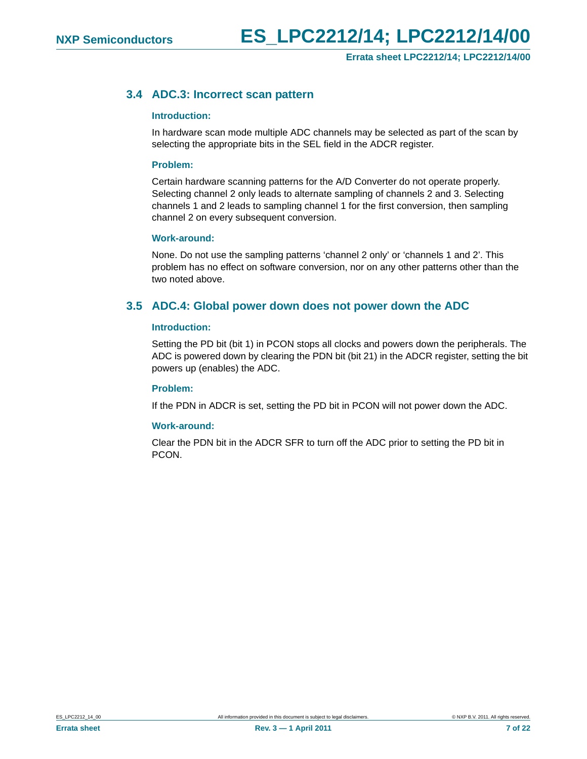## 3.4 ADC.3: Incorrect scan pattern

### Introduction:

In hardware scan mode multiple ADC channels may be selected as part of the scan by selecting the appropriate bits in the SEL field in the ADCR register.

### Problem:

Certain hardware scanning patterns for the A/D Converter do not operate properly. Selecting channel 2 only leads to alternate sampling of channels 2 and 3. Selecting channels 1 and 2 leads to sampling channel 1 for the first conversion, then sampling channel 2 on every subsequent conversion.

### Work-around:

None. Do not use the sampling patterns 'channel 2 only' or 'channels 1 and 2'. This problem has no effect on software conversion, nor on any other patterns other than the two noted above.

## 3.5 ADC.4: Global power down does not power down the ADC

### Introduction:

Setting the PD bit (bit 1) in PCON stops all clocks and powers down the peripherals. The ADC is powered down by clearing the PDN bit (bit 21) in the ADCR register, setting the bit powers up (enables) the ADC.

### Problem:

If the PDN in ADCR is set, setting the PD bit in PCON will not power down the ADC.

### Work-around:

Clear the PDN bit in the ADCR SFR to turn off the ADC prior to setting the PD bit in PCON.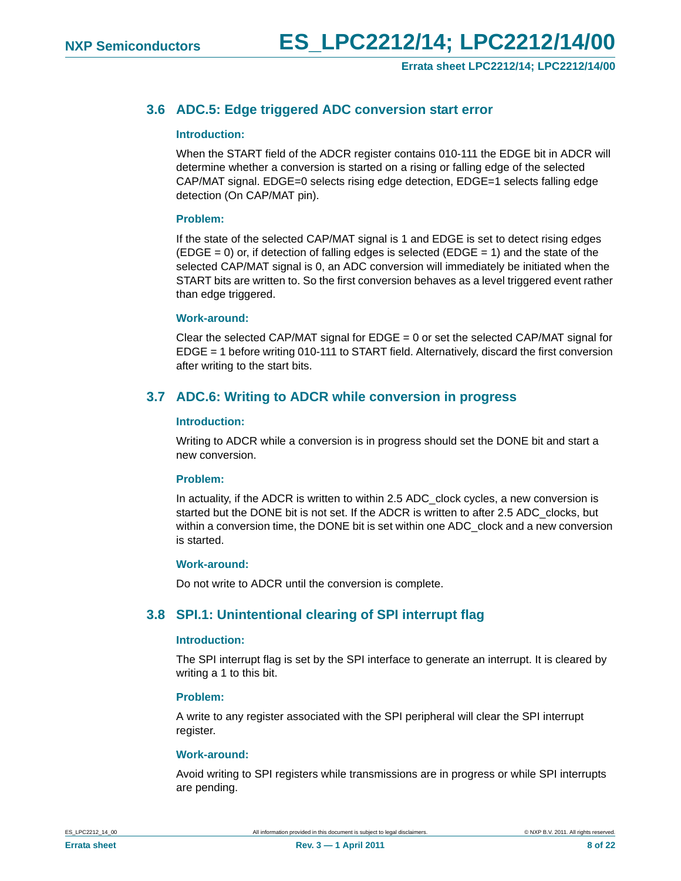## 3.6 ADC.5: Edge triggered ADC conversion start error

### Introduction:

When the START field of the ADCR register contains 010-111 the EDGE bit in ADCR will determine whether a conversion is started on a rising or falling edge of the selected CAP/MAT signal. EDGE=0 selects rising edge detection, EDGE=1 selects falling edge detection (On CAP/MAT pin).

### Problem:

If the state of the selected CAP/MAT signal is 1 and EDGE is set to detect rising edges (EDGE = 0) or, if detection of falling edges is selected (EDGE = 1) and the state of the selected CAP/MAT signal is 0, an ADC conversion will immediately be initiated when the START bits are written to. So the first conversion behaves as a level triggered event rather than edge triggered.

### Work-around:

Clear the selected CAP/MAT signal for EDGE = 0 or set the selected CAP/MAT signal for EDGE = 1 before writing 010-111 to START field. Alternatively, discard the first conversion after writing to the start bits.

## 3.7 ADC.6: Writing to ADCR while conversion in progress

### Introduction:

Writing to ADCR while a conversion is in progress should set the DONE bit and start a new conversion.

### Problem:

In actuality, if the ADCR is written to within 2.5 ADC_clock cycles, a new conversion is started but the DONE bit is not set. If the ADCR is written to after 2.5 ADC_clocks, but within a conversion time, the DONE bit is set within one ADC_clock and a new conversion is started.

### Work-around:

Do not write to ADCR until the conversion is complete.

## 3.8 SPI.1: Unintentional clearing of SPI interrupt flag

### Introduction:

The SPI interrupt flag is set by the SPI interface to generate an interrupt. It is cleared by writing a 1 to this bit.

### Problem:

A write to any register associated with the SPI peripheral will clear the SPI interrupt register.

### Work-around:

Avoid writing to SPI registers while transmissions are in progress or while SPI interrupts are pending.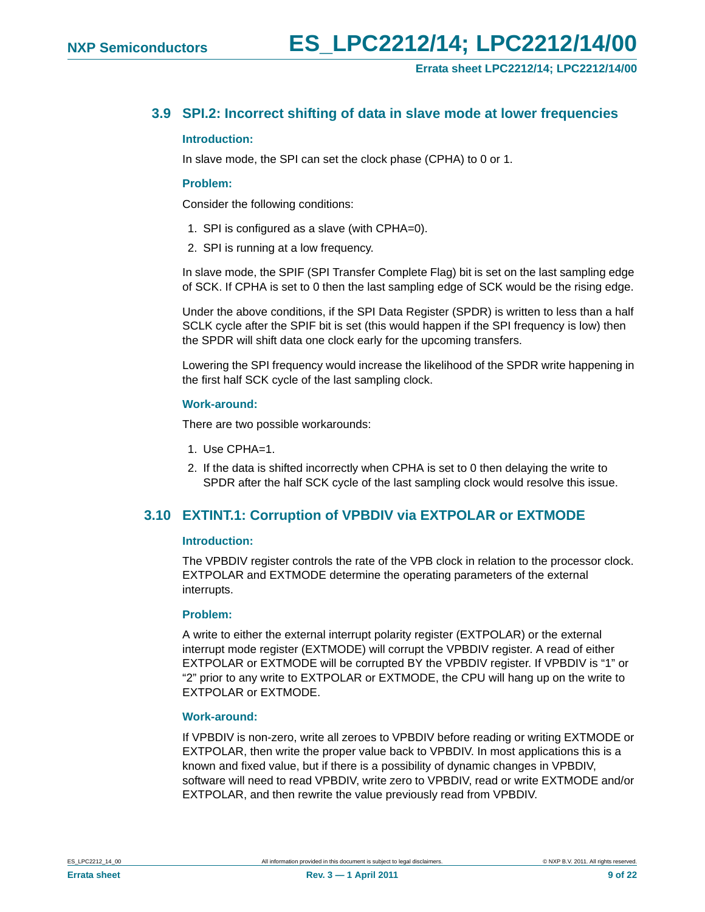## 3.9 SPI.2: Incorrect shifting of data in slave mode at lower frequencies

### Introduction:

In slave mode, the SPI can set the clock phase (CPHA) to 0 or 1.

### Problem:

Consider the following conditions:

1. SPI is configured as a slave (with CPHA=0).
2. SPI is running at a low frequency.

In slave mode, the SPIF (SPI Transfer Complete Flag) bit is set on the last sampling edge of SCK. If CPHA is set to 0 then the last sampling edge of SCK would be the rising edge.

Under the above conditions, if the SPI Data Register (SPDR) is written to less than a half SCLK cycle after the SPIF bit is set (this would happen if the SPI frequency is low) then the SPDR will shift data one clock early for the upcoming transfers.

Lowering the SPI frequency would increase the likelihood of the SPDR write happening in the first half SCK cycle of the last sampling clock.

### Work-around:

There are two possible workarounds:

1. Use CPHA=1.
2. If the data is shifted incorrectly when CPHA is set to 0 then delaying the write to SPDR after the half SCK cycle of the last sampling clock would resolve this issue.

## 3.10 EXTINT.1: Corruption of VPBDIV via EXTPOLAR or EXTMODE

### Introduction:

The VPBDIV register controls the rate of the VPB clock in relation to the processor clock. EXTPOLAR and EXTMODE determine the operating parameters of the external interrupts.

### Problem:

A write to either the external interrupt polarity register (EXTPOLAR) or the external interrupt mode register (EXTMODE) will corrupt the VPBDIV register. A read of either EXTPOLAR or EXTMODE will be corrupted BY the VPBDIV register. If VPBDIV is "1" or "2" prior to any write to EXTPOLAR or EXTMODE, the CPU will hang up on the write to EXTPOLAR or EXTMODE.

### Work-around:

If VPBDIV is non-zero, write all zeroes to VPBDIV before reading or writing EXTMODE or EXTPOLAR, then write the proper value back to VPBDIV. In most applications this is a known and fixed value, but if there is a possibility of dynamic changes in VPBDIV, software will need to read VPBDIV, write zero to VPBDIV, read or write EXTMODE and/or EXTPOLAR, and then rewrite the value previously read from VPBDIV.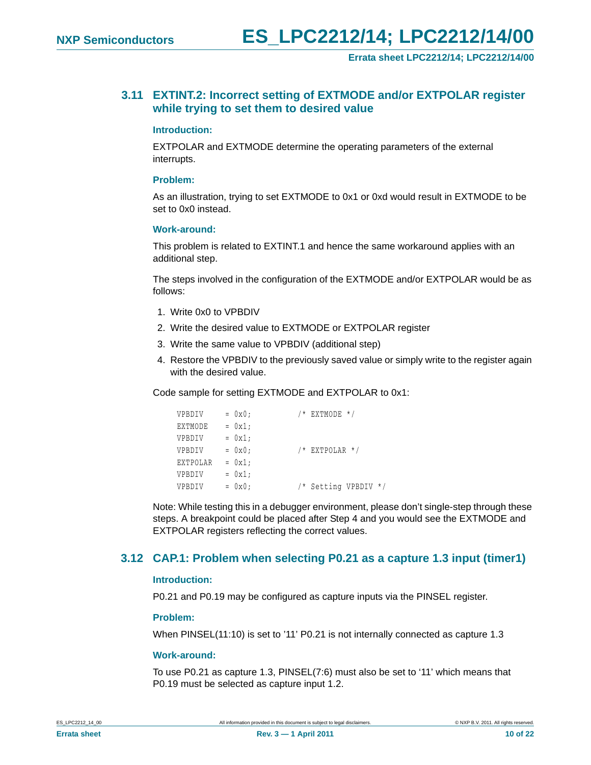## 3.11 EXTINT.2: Incorrect setting of EXTMODE and/or EXTPOLAR register while trying to set them to desired value

**Introduction:**

EXTPOLAR and EXTMODE determine the operating parameters of the external interrupts.

**Problem:**

As an illustration, trying to set EXTMODE to 0x1 or 0xd would result in EXTMODE to be set to 0x0 instead.

**Work-around:**

This problem is related to EXTINT.1 and hence the same workaround applies with an additional step.

The steps involved in the configuration of the EXTMODE and/or EXTPOLAR would be as follows:

1. Write 0x0 to VPBDIV
2. Write the desired value to EXTMODE or EXTPOLAR register
3. Write the same value to VPBDIV (additional step)
4. Restore the VPBDIV to the previously saved value or simply write to the register again with the desired value.

Code sample for setting EXTMODE and EXTPOLAR to 0x1:

```
VPBDIV    = 0x0;          /* EXTMODE */
EXTMODE   = 0x1;
VPBDIV    = 0x1;
VPBDIV    = 0x0;          /* EXTPOLAR */
EXTPOLAR  = 0x1;
VPBDIV    = 0x1;
VPBDIV    = 0x0;          /* Setting VPBDIV */
```

Note: While testing this in a debugger environment, please don't single-step through these steps. A breakpoint could be placed after Step 4 and you would see the EXTMODE and EXTPOLAR registers reflecting the correct values.

## 3.12 CAP.1: Problem when selecting P0.21 as a capture 1.3 input (timer1)

**Introduction:**

P0.21 and P0.19 may be configured as capture inputs via the PINSEL register.

**Problem:**

When PINSEL(11:10) is set to '11' P0.21 is not internally connected as capture 1.3

**Work-around:**

To use P0.21 as capture 1.3, PINSEL(7:6) must also be set to '11' which means that P0.19 must be selected as capture input 1.2.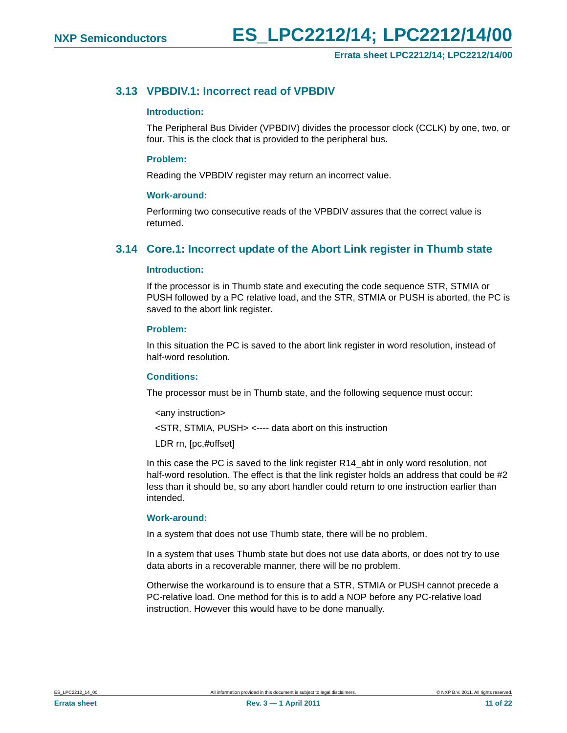## 3.13 VPBDIV.1: Incorrect read of VPBDIV

### Introduction:

The Peripheral Bus Divider (VPBDIV) divides the processor clock (CCLK) by one, two, or four. This is the clock that is provided to the peripheral bus.

### Problem:

Reading the VPBDIV register may return an incorrect value.

### Work-around:

Performing two consecutive reads of the VPBDIV assures that the correct value is returned.

## 3.14 Core.1: Incorrect update of the Abort Link register in Thumb state

### Introduction:

If the processor is in Thumb state and executing the code sequence STR, STMIA or PUSH followed by a PC relative load, and the STR, STMIA or PUSH is aborted, the PC is saved to the abort link register.

### Problem:

In this situation the PC is saved to the abort link register in word resolution, instead of half-word resolution.

### Conditions:

The processor must be in Thumb state, and the following sequence must occur:

```
<any instruction>
<STR, STMIA, PUSH> <---- data abort on this instruction
LDR rn, [pc,#offset]
```

In this case the PC is saved to the link register R14_abt in only word resolution, not half-word resolution. The effect is that the link register holds an address that could be #2 less than it should be, so any abort handler could return to one instruction earlier than intended.

### Work-around:

In a system that does not use Thumb state, there will be no problem.

In a system that uses Thumb state but does not use data aborts, or does not try to use data aborts in a recoverable manner, there will be no problem.

Otherwise the workaround is to ensure that a STR, STMIA or PUSH cannot precede a PC-relative load. One method for this is to add a NOP before any PC-relative load instruction. However this would have to be done manually.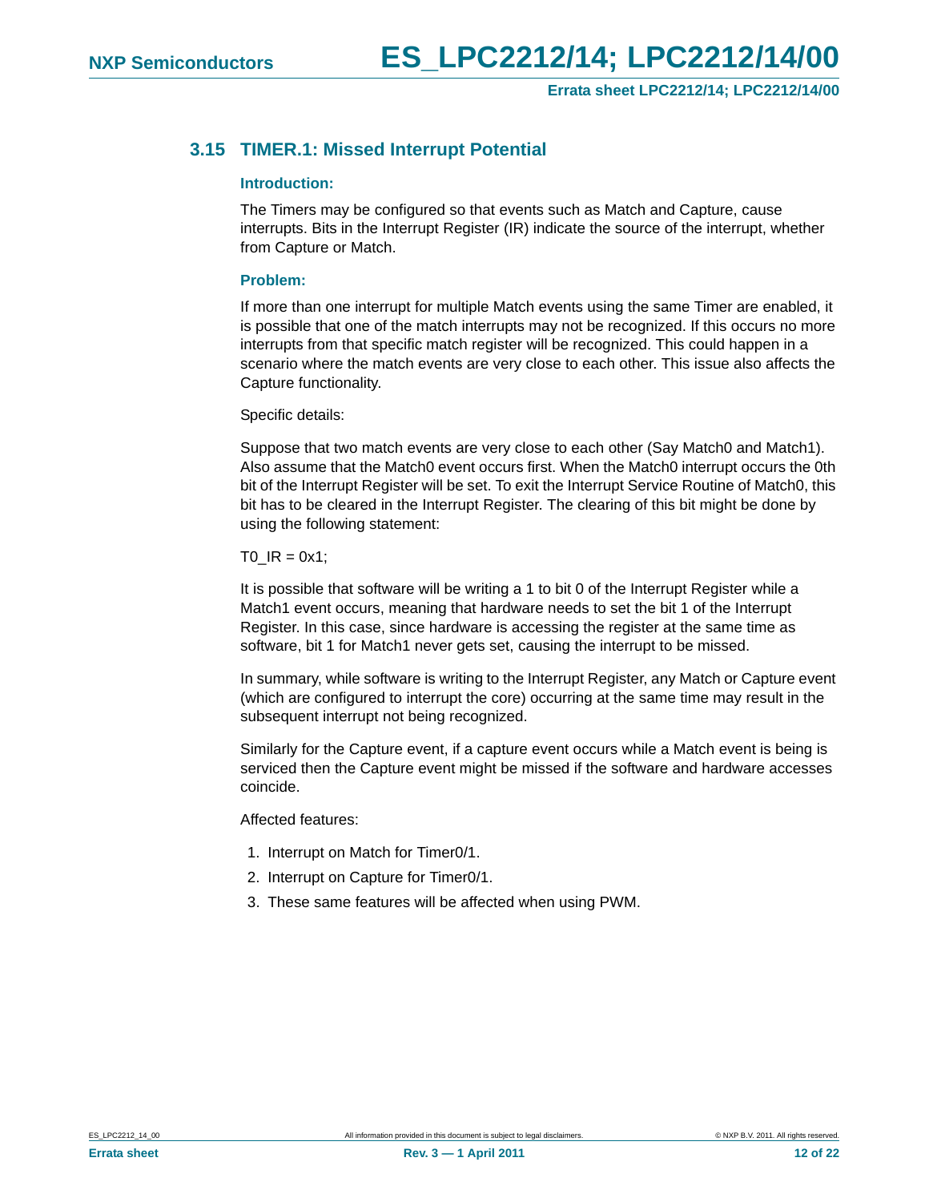### 3.15 TIMER.1: Missed Interrupt Potential

**Introduction:**

The Timers may be configured so that events such as Match and Capture, cause interrupts. Bits in the Interrupt Register (IR) indicate the source of the interrupt, whether from Capture or Match.

**Problem:**

If more than one interrupt for multiple Match events using the same Timer are enabled, it is possible that one of the match interrupts may not be recognized. If this occurs no more interrupts from that specific match register will be recognized. This could happen in a scenario where the match events are very close to each other. This issue also affects the Capture functionality.

Specific details:

Suppose that two match events are very close to each other (Say Match0 and Match1). Also assume that the Match0 event occurs first. When the Match0 interrupt occurs the 0th bit of the Interrupt Register will be set. To exit the Interrupt Service Routine of Match0, this bit has to be cleared in the Interrupt Register. The clearing of this bit might be done by using the following statement:

```
T0_IR = 0x1;
```

It is possible that software will be writing a 1 to bit 0 of the Interrupt Register while a Match1 event occurs, meaning that hardware needs to set the bit 1 of the Interrupt Register. In this case, since hardware is accessing the register at the same time as software, bit 1 for Match1 never gets set, causing the interrupt to be missed.

In summary, while software is writing to the Interrupt Register, any Match or Capture event (which are configured to interrupt the core) occurring at the same time may result in the subsequent interrupt not being recognized.

Similarly for the Capture event, if a capture event occurs while a Match event is being is serviced then the Capture event might be missed if the software and hardware accesses coincide.

Affected features:

1. Interrupt on Match for Timer0/1.
2. Interrupt on Capture for Timer0/1.
3. These same features will be affected when using PWM.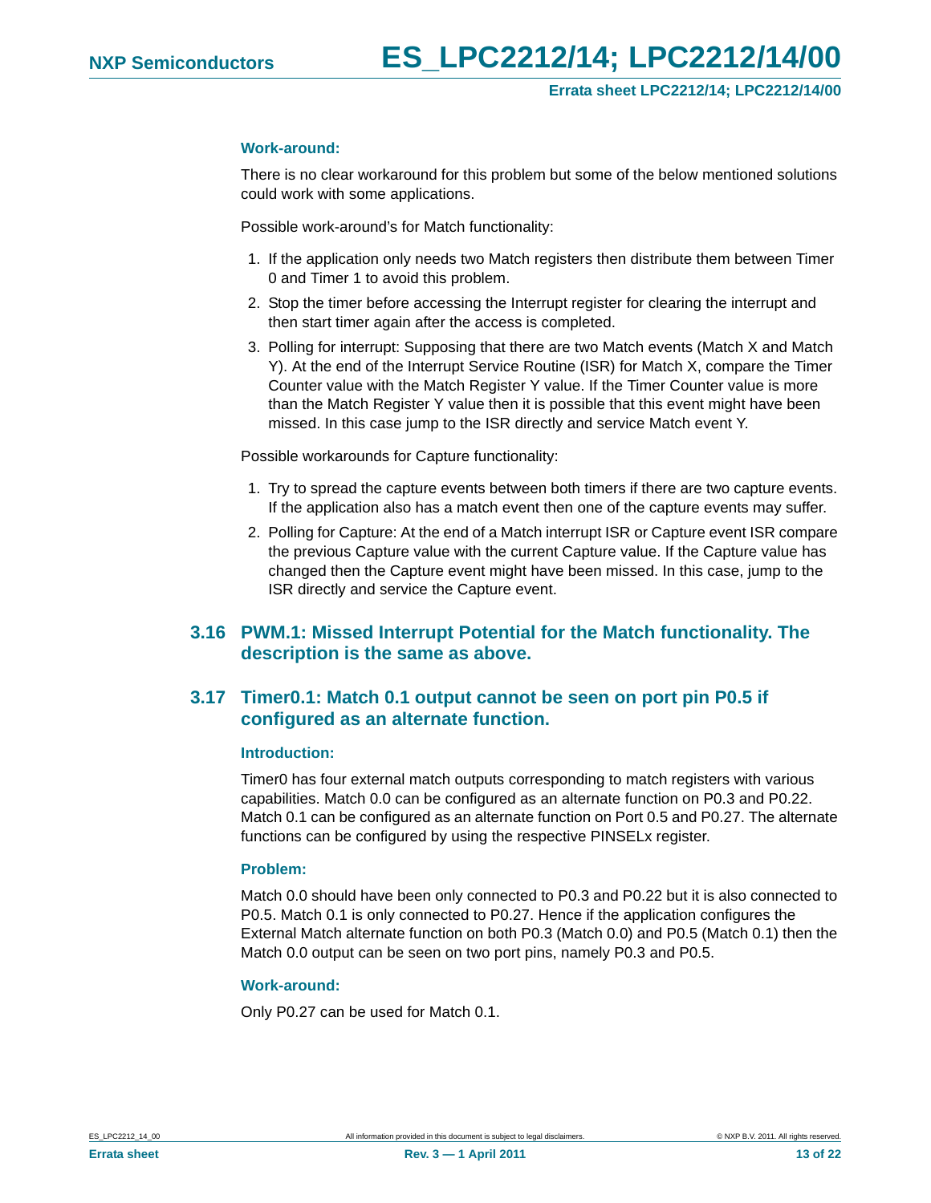#### Work-around:

There is no clear workaround for this problem but some of the below mentioned solutions could work with some applications.

Possible work-around's for Match functionality:

1. If the application only needs two Match registers then distribute them between Timer 0 and Timer 1 to avoid this problem.
2. Stop the timer before accessing the Interrupt register for clearing the interrupt and then start timer again after the access is completed.
3. Polling for interrupt: Supposing that there are two Match events (Match X and Match Y). At the end of the Interrupt Service Routine (ISR) for Match X, compare the Timer Counter value with the Match Register Y value. If the Timer Counter value is more than the Match Register Y value then it is possible that this event might have been missed. In this case jump to the ISR directly and service Match event Y.

Possible workarounds for Capture functionality:

1. Try to spread the capture events between both timers if there are two capture events. If the application also has a match event then one of the capture events may suffer.
2. Polling for Capture: At the end of a Match interrupt ISR or Capture event ISR compare the previous Capture value with the current Capture value. If the Capture value has changed then the Capture event might have been missed. In this case, jump to the ISR directly and service the Capture event.

## 3.16 PWM.1: Missed Interrupt Potential for the Match functionality. The description is the same as above.

## 3.17 Timer0.1: Match 0.1 output cannot be seen on port pin P0.5 if configured as an alternate function.

#### Introduction:

Timer0 has four external match outputs corresponding to match registers with various capabilities. Match 0.0 can be configured as an alternate function on P0.3 and P0.22. Match 0.1 can be configured as an alternate function on Port 0.5 and P0.27. The alternate functions can be configured by using the respective PINSELx register.

#### Problem:

Match 0.0 should have been only connected to P0.3 and P0.22 but it is also connected to P0.5. Match 0.1 is only connected to P0.27. Hence if the application configures the External Match alternate function on both P0.3 (Match 0.0) and P0.5 (Match 0.1) then the Match 0.0 output can be seen on two port pins, namely P0.3 and P0.5.

#### Work-around:

Only P0.27 can be used for Match 0.1.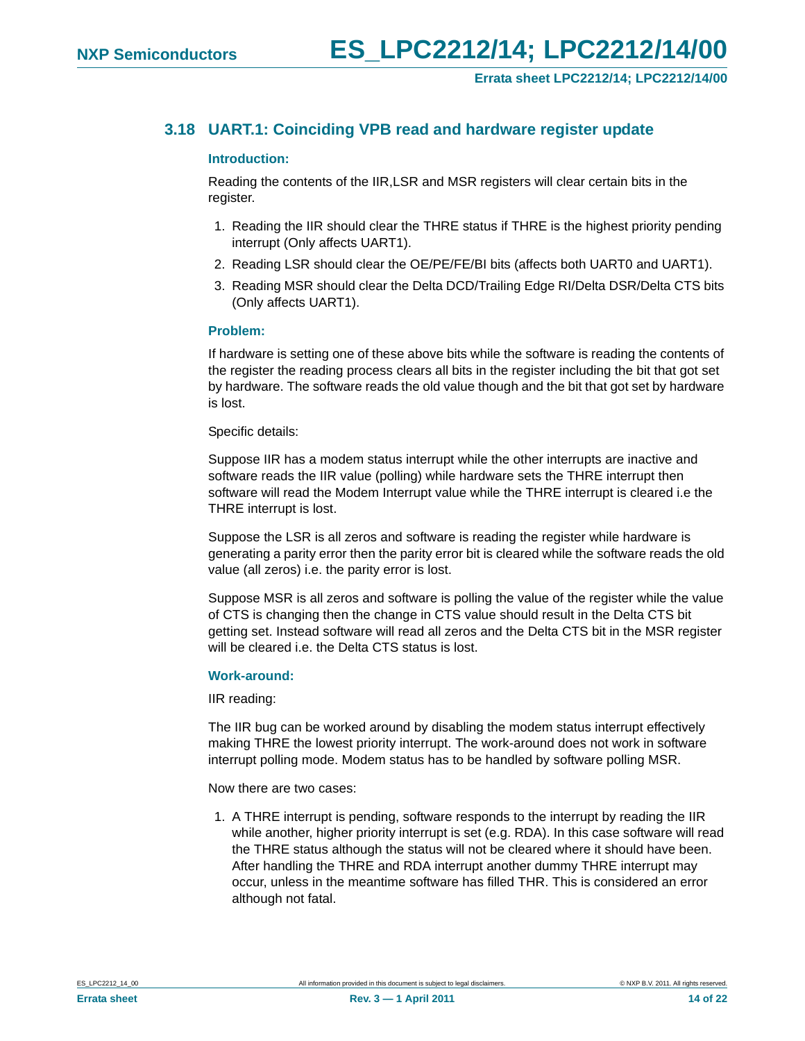### 3.18 UART.1: Coinciding VPB read and hardware register update

**Introduction:**

Reading the contents of the IIR,LSR and MSR registers will clear certain bits in the register.

1. Reading the IIR should clear the THRE status if THRE is the highest priority pending interrupt (Only affects UART1).
2. Reading LSR should clear the OE/PE/FE/BI bits (affects both UART0 and UART1).
3. Reading MSR should clear the Delta DCD/Trailing Edge RI/Delta DSR/Delta CTS bits (Only affects UART1).

**Problem:**

If hardware is setting one of these above bits while the software is reading the contents of the register the reading process clears all bits in the register including the bit that got set by hardware. The software reads the old value though and the bit that got set by hardware is lost.

Specific details:

Suppose IIR has a modem status interrupt while the other interrupts are inactive and software reads the IIR value (polling) while hardware sets the THRE interrupt then software will read the Modem Interrupt value while the THRE interrupt is cleared i.e the THRE interrupt is lost.

Suppose the LSR is all zeros and software is reading the register while hardware is generating a parity error then the parity error bit is cleared while the software reads the old value (all zeros) i.e. the parity error is lost.

Suppose MSR is all zeros and software is polling the value of the register while the value of CTS is changing then the change in CTS value should result in the Delta CTS bit getting set. Instead software will read all zeros and the Delta CTS bit in the MSR register will be cleared i.e. the Delta CTS status is lost.

**Work-around:**

IIR reading:

The IIR bug can be worked around by disabling the modem status interrupt effectively making THRE the lowest priority interrupt. The work-around does not work in software interrupt polling mode. Modem status has to be handled by software polling MSR.

Now there are two cases:

1. A THRE interrupt is pending, software responds to the interrupt by reading the IIR while another, higher priority interrupt is set (e.g. RDA). In this case software will read the THRE status although the status will not be cleared where it should have been. After handling the THRE and RDA interrupt another dummy THRE interrupt may occur, unless in the meantime software has filled THR. This is considered an error although not fatal.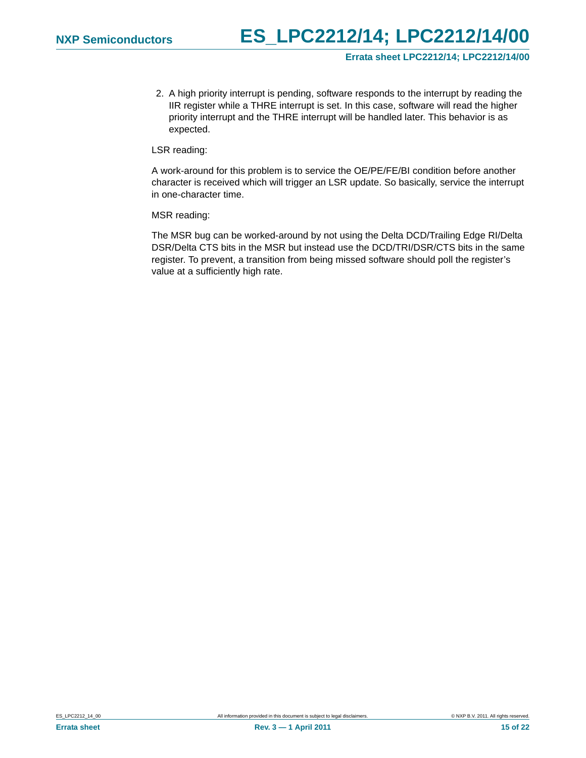2. A high priority interrupt is pending, software responds to the interrupt by reading the IIR register while a THRE interrupt is set. In this case, software will read the higher priority interrupt and the THRE interrupt will be handled later. This behavior is as expected.

LSR reading:

A work-around for this problem is to service the OE/PE/FE/BI condition before another character is received which will trigger an LSR update. So basically, service the interrupt in one-character time.

MSR reading:

The MSR bug can be worked-around by not using the Delta DCD/Trailing Edge RI/Delta DSR/Delta CTS bits in the MSR but instead use the DCD/TRI/DSR/CTS bits in the same register. To prevent, a transition from being missed software should poll the register's value at a sufficiently high rate.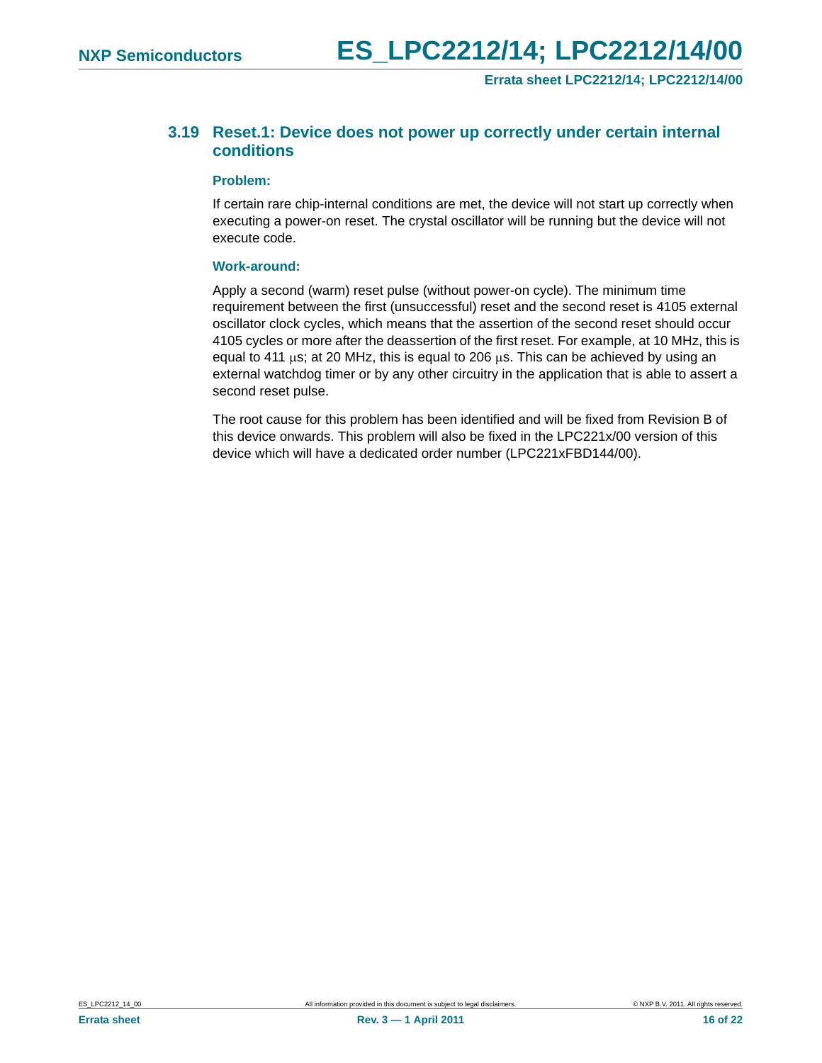### 3.19 Reset.1: Device does not power up correctly under certain internal conditions

**Problem:**

If certain rare chip-internal conditions are met, the device will not start up correctly when executing a power-on reset. The crystal oscillator will be running but the device will not execute code.

**Work-around:**

Apply a second (warm) reset pulse (without power-on cycle). The minimum time requirement between the first (unsuccessful) reset and the second reset is 4105 external oscillator clock cycles, which means that the assertion of the second reset should occur 4105 cycles or more after the deassertion of the first reset. For example, at 10 MHz, this is equal to 411 μs; at 20 MHz, this is equal to 206 μs. This can be achieved by using an external watchdog timer or by any other circuitry in the application that is able to assert a second reset pulse.

The root cause for this problem has been identified and will be fixed from Revision B of this device onwards. This problem will also be fixed in the LPC221x/00 version of this device which will have a dedicated order number (LPC221xFBD144/00).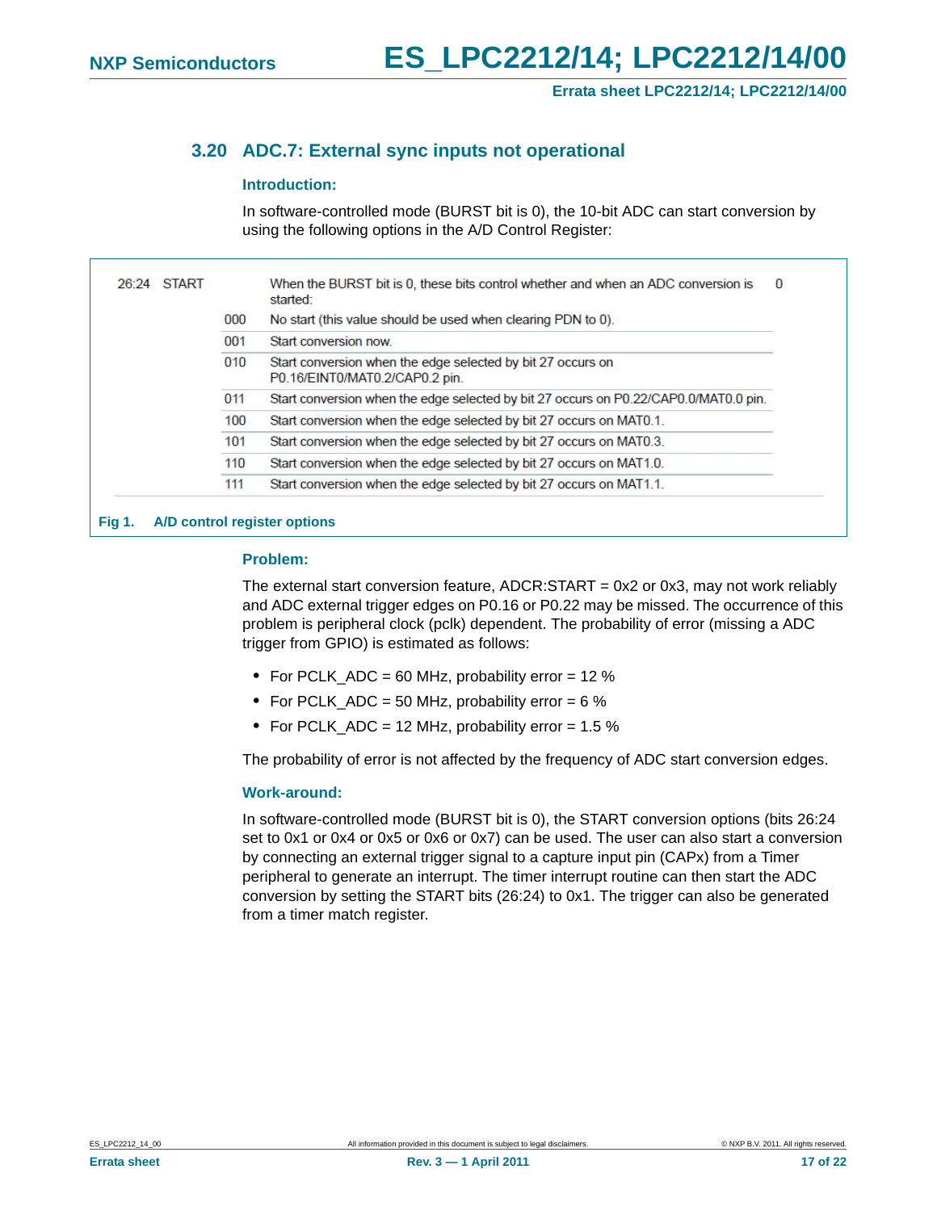### 3.20 ADC.7: External sync inputs not operational

#### Introduction:

In software-controlled mode (BURST bit is 0), the 10-bit ADC can start conversion by using the following options in the A/D Control Register:

| Bit | Symbol | Value | Description | Reset value |
|---|---|---|---|---|
| 26:24 | START | | When the BURST bit is 0, these bits control whether and when an ADC conversion is started: | 0 |
| | | 000 | No start (this value should be used when clearing PDN to 0). | |
| | | 001 | Start conversion now. | |
| | | 010 | Start conversion when the edge selected by bit 27 occurs on P0.16/EINT0/MAT0.2/CAP0.2 pin. | |
| | | 011 | Start conversion when the edge selected by bit 27 occurs on P0.22/CAP0.0/MAT0.0 pin. | |
| | | 100 | Start conversion when the edge selected by bit 27 occurs on MAT0.1. | |
| | | 101 | Start conversion when the edge selected by bit 27 occurs on MAT0.3. | |
| | | 110 | Start conversion when the edge selected by bit 27 occurs on MAT1.0. | |
| | | 111 | Start conversion when the edge selected by bit 27 occurs on MAT1.1. | |

**Fig 1. A/D control register options**

#### Problem:

The external start conversion feature, ADCR:START = 0x2 or 0x3, may not work reliably and ADC external trigger edges on P0.16 or P0.22 may be missed. The occurrence of this problem is peripheral clock (pclk) dependent. The probability of error (missing a ADC trigger from GPIO) is estimated as follows:

- For PCLK_ADC = 60 MHz, probability error = 12 %
- For PCLK_ADC = 50 MHz, probability error = 6 %
- For PCLK_ADC = 12 MHz, probability error = 1.5 %

The probability of error is not affected by the frequency of ADC start conversion edges.

#### Work-around:

In software-controlled mode (BURST bit is 0), the START conversion options (bits 26:24 set to 0x1 or 0x4 or 0x5 or 0x6 or 0x7) can be used. The user can also start a conversion by connecting an external trigger signal to a capture input pin (CAPx) from a Timer peripheral to generate an interrupt. The timer interrupt routine can then start the ADC conversion by setting the START bits (26:24) to 0x1. The trigger can also be generated from a timer match register.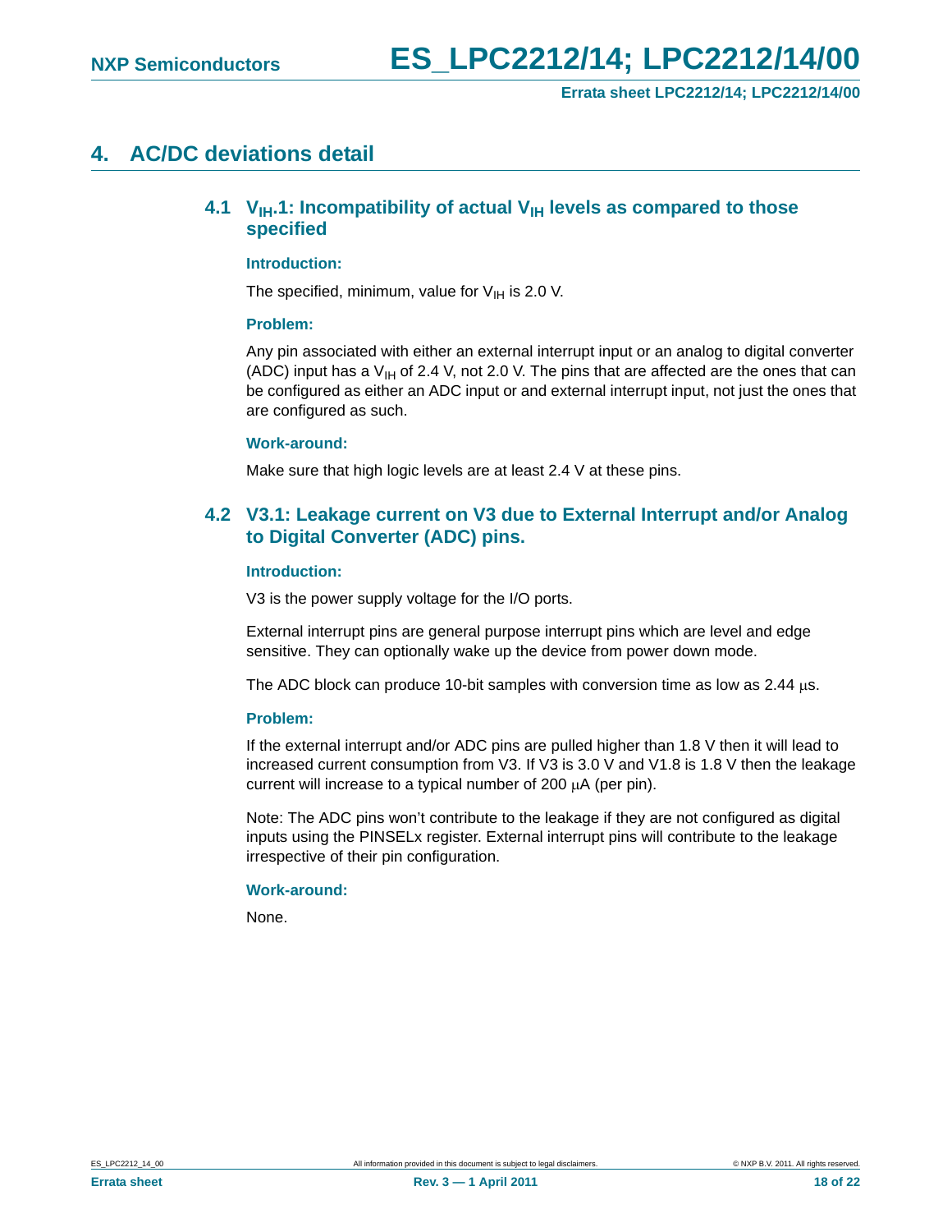# 4. AC/DC deviations detail

## 4.1 $V_{IH}$.1: Incompatibility of actual $V_{IH}$ levels as compared to those specified

**Introduction:**

The specified, minimum, value for $V_{IH}$ is 2.0 V.

**Problem:**

Any pin associated with either an external interrupt input or an analog to digital converter (ADC) input has a $V_{IH}$ of 2.4 V, not 2.0 V. The pins that are affected are the ones that can be configured as either an ADC input or and external interrupt input, not just the ones that are configured as such.

**Work-around:**

Make sure that high logic levels are at least 2.4 V at these pins.

## 4.2 V3.1: Leakage current on V3 due to External Interrupt and/or Analog to Digital Converter (ADC) pins.

**Introduction:**

V3 is the power supply voltage for the I/O ports.

External interrupt pins are general purpose interrupt pins which are level and edge sensitive. They can optionally wake up the device from power down mode.

The ADC block can produce 10-bit samples with conversion time as low as 2.44 μs.

**Problem:**

If the external interrupt and/or ADC pins are pulled higher than 1.8 V then it will lead to increased current consumption from V3. If V3 is 3.0 V and V1.8 is 1.8 V then the leakage current will increase to a typical number of 200 μA (per pin).

Note: The ADC pins won't contribute to the leakage if they are not configured as digital inputs using the PINSELx register. External interrupt pins will contribute to the leakage irrespective of their pin configuration.

**Work-around:**

None.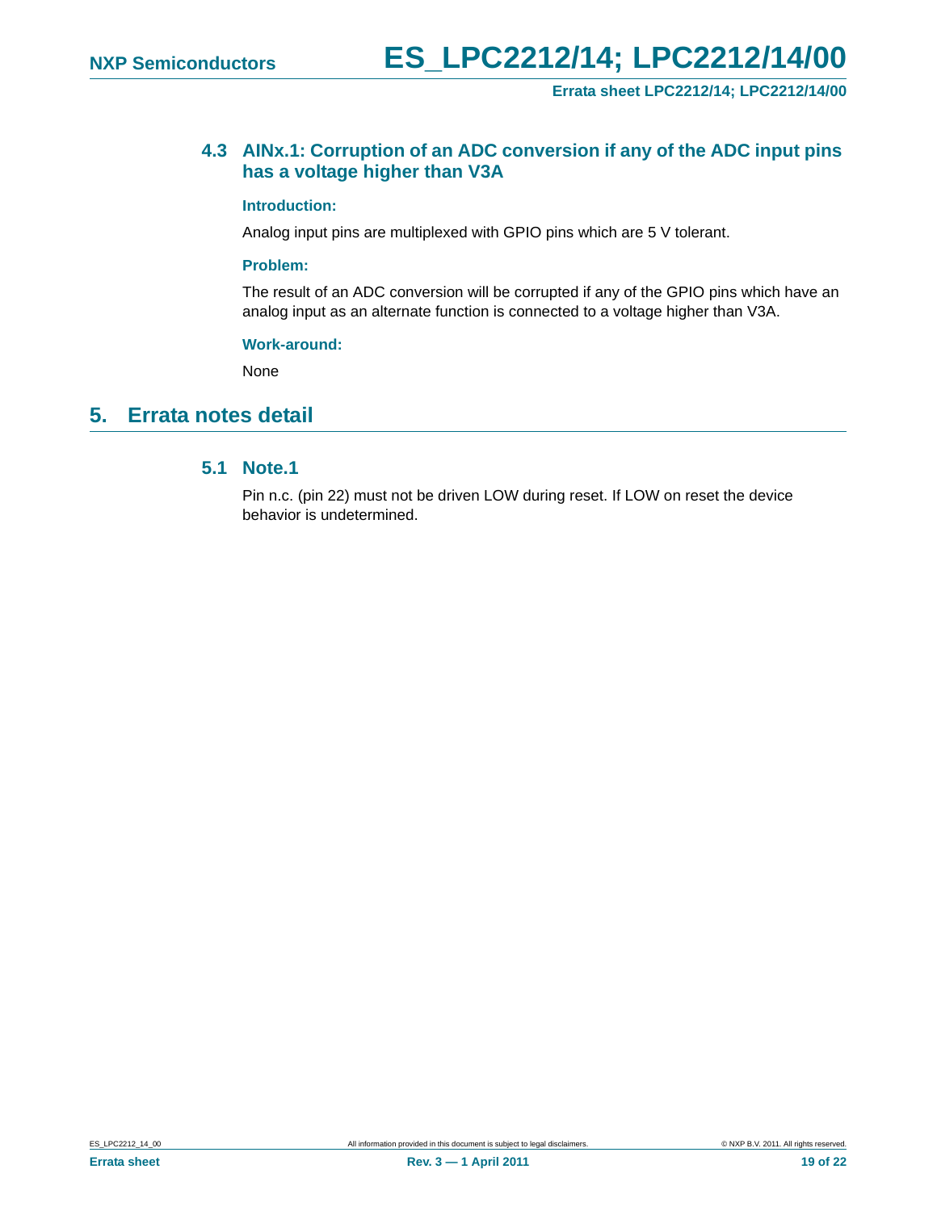### 4.3 AINx.1: Corruption of an ADC conversion if any of the ADC input pins has a voltage higher than V3A

**Introduction:**

Analog input pins are multiplexed with GPIO pins which are 5 V tolerant.

**Problem:**

The result of an ADC conversion will be corrupted if any of the GPIO pins which have an analog input as an alternate function is connected to a voltage higher than V3A.

**Work-around:**

None

## 5. Errata notes detail

### 5.1 Note.1

Pin n.c. (pin 22) must not be driven LOW during reset. If LOW on reset the device behavior is undetermined.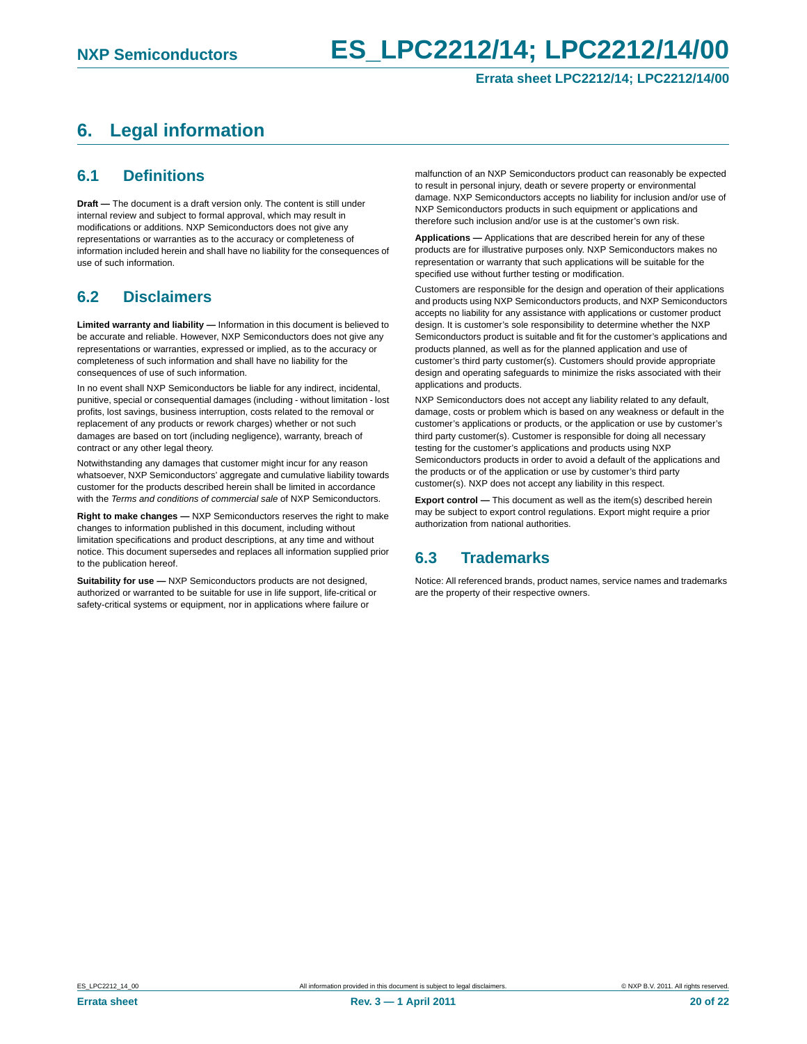# 6. Legal information

## 6.1 Definitions

**Draft —** The document is a draft version only. The content is still under internal review and subject to formal approval, which may result in modifications or additions. NXP Semiconductors does not give any representations or warranties as to the accuracy or completeness of information included herein and shall have no liability for the consequences of use of such information.

## 6.2 Disclaimers

**Limited warranty and liability —** Information in this document is believed to be accurate and reliable. However, NXP Semiconductors does not give any representations or warranties, expressed or implied, as to the accuracy or completeness of such information and shall have no liability for the consequences of use of such information.

In no event shall NXP Semiconductors be liable for any indirect, incidental, punitive, special or consequential damages (including - without limitation - lost profits, lost savings, business interruption, costs related to the removal or replacement of any products or rework charges) whether or not such damages are based on tort (including negligence), warranty, breach of contract or any other legal theory.

Notwithstanding any damages that customer might incur for any reason whatsoever, NXP Semiconductors' aggregate and cumulative liability towards customer for the products described herein shall be limited in accordance with the *Terms and conditions of commercial sale* of NXP Semiconductors.

**Right to make changes —** NXP Semiconductors reserves the right to make changes to information published in this document, including without limitation specifications and product descriptions, at any time and without notice. This document supersedes and replaces all information supplied prior to the publication hereof.

**Suitability for use —** NXP Semiconductors products are not designed, authorized or warranted to be suitable for use in life support, life-critical or safety-critical systems or equipment, nor in applications where failure or malfunction of an NXP Semiconductors product can reasonably be expected to result in personal injury, death or severe property or environmental damage. NXP Semiconductors accepts no liability for inclusion and/or use of NXP Semiconductors products in such equipment or applications and therefore such inclusion and/or use is at the customer's own risk.

**Applications —** Applications that are described herein for any of these products are for illustrative purposes only. NXP Semiconductors makes no representation or warranty that such applications will be suitable for the specified use without further testing or modification.

Customers are responsible for the design and operation of their applications and products using NXP Semiconductors products, and NXP Semiconductors accepts no liability for any assistance with applications or customer product design. It is customer's sole responsibility to determine whether the NXP Semiconductors product is suitable and fit for the customer's applications and products planned, as well as for the planned application and use of customer's third party customer(s). Customers should provide appropriate design and operating safeguards to minimize the risks associated with their applications and products.

NXP Semiconductors does not accept any liability related to any default, damage, costs or problem which is based on any weakness or default in the customer's applications or products, or the application or use by customer's third party customer(s). Customer is responsible for doing all necessary testing for the customer's applications and products using NXP Semiconductors products in order to avoid a default of the applications and the products or of the application or use by customer's third party customer(s). NXP does not accept any liability in this respect.

**Export control —** This document as well as the item(s) described herein may be subject to export control regulations. Export might require a prior authorization from national authorities.

## 6.3 Trademarks

Notice: All referenced brands, product names, service names and trademarks are the property of their respective owners.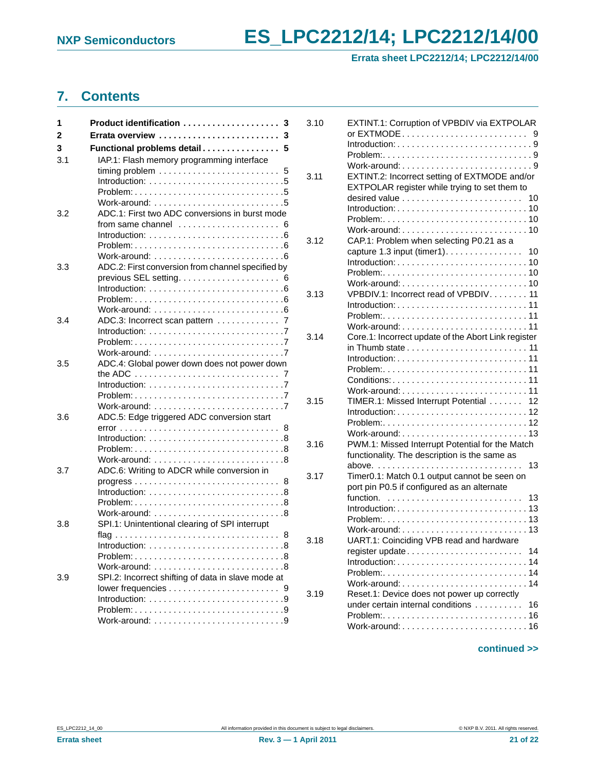## 7. Contents

- **1 Product identification** . . . 3
- **2 Errata overview** . . . 3
- **3 Functional problems detail** . . . 5
- 3.1 IAP.1: Flash memory programming interface timing problem . . . 5
  - Introduction: . . . 5
  - Problem: . . . 5
  - Work-around: . . . 5
- 3.2 ADC.1: First two ADC conversions in burst mode from same channel . . . 6
  - Introduction: . . . 6
  - Problem: . . . 6
  - Work-around: . . . 6
- 3.3 ADC.2: First conversion from channel specified by previous SEL setting . . . 6
  - Introduction: . . . 6
  - Problem: . . . 6
  - Work-around: . . . 6
- 3.4 ADC.3: Incorrect scan pattern . . . 7
  - Introduction: . . . 7
  - Problem: . . . 7
  - Work-around: . . . 7
- 3.5 ADC.4: Global power down does not power down the ADC . . . 7
  - Introduction: . . . 7
  - Problem: . . . 7
  - Work-around: . . . 7
- 3.6 ADC.5: Edge triggered ADC conversion start error . . . 8
  - Introduction: . . . 8
  - Problem: . . . 8
  - Work-around: . . . 8
- 3.7 ADC.6: Writing to ADCR while conversion in progress . . . 8
  - Introduction: . . . 8
  - Problem: . . . 8
  - Work-around: . . . 8
- 3.8 SPI.1: Unintentional clearing of SPI interrupt flag . . . 8
  - Introduction: . . . 8
  - Problem: . . . 8
  - Work-around: . . . 8
- 3.9 SPI.2: Incorrect shifting of data in slave mode at lower frequencies . . . 9
  - Introduction: . . . 9
  - Problem: . . . 9
  - Work-around: . . . 9
- 3.10 EXTINT.1: Corruption of VPBDIV via EXTPOLAR or EXTMODE . . . 9
  - Introduction: . . . 9
  - Problem: . . . 9
  - Work-around: . . . 9
- 3.11 EXTINT.2: Incorrect setting of EXTMODE and/or EXTPOLAR register while trying to set them to desired value . . . 10
  - Introduction: . . . 10
  - Problem: . . . 10
  - Work-around: . . . 10
- 3.12 CAP.1: Problem when selecting P0.21 as a capture 1.3 input (timer1) . . . 10
  - Introduction: . . . 10
  - Problem: . . . 10
  - Work-around: . . . 10
- 3.13 VPBDIV.1: Incorrect read of VPBDIV . . . 11
  - Introduction: . . . 11
  - Problem: . . . 11
  - Work-around: . . . 11
- 3.14 Core.1: Incorrect update of the Abort Link register in Thumb state . . . 11
  - Introduction: . . . 11
  - Problem: . . . 11
  - Conditions: . . . 11
  - Work-around: . . . 11
- 3.15 TIMER.1: Missed Interrupt Potential . . . 12
  - Introduction: . . . 12
  - Problem: . . . 12
  - Work-around: . . . 13
- 3.16 PWM.1: Missed Interrupt Potential for the Match functionality. The description is the same as above. . . . 13
- 3.17 Timer0.1: Match 0.1 output cannot be seen on port pin P0.5 if configured as an alternate function. . . . 13
  - Introduction: . . . 13
  - Problem: . . . 13
  - Work-around: . . . 13
- 3.18 UART.1: Coinciding VPB read and hardware register update . . . 14
  - Introduction: . . . 14
  - Problem: . . . 14
  - Work-around: . . . 14
- 3.19 Reset.1: Device does not power up correctly under certain internal conditions . . . 16
  - Problem: . . . 16
  - Work-around: . . . 16

**continued >>**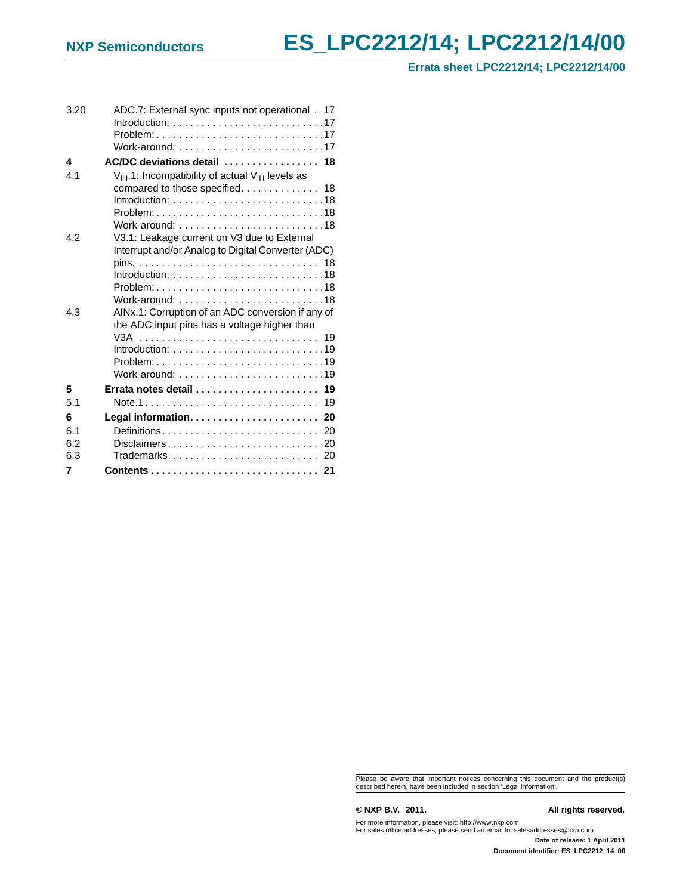| | | |
|---|---|---|
| 3.20 | ADC.7: External sync inputs not operational | 17 |
| | Introduction: | 17 |
| | Problem: | 17 |
| | Work-around: | 17 |
| **4** | **AC/DC deviations detail** | **18** |
| 4.1 | $V_{IH}$.1: Incompatibility of actual $V_{IH}$ levels as compared to those specified | 18 |
| | Introduction: | 18 |
| | Problem: | 18 |
| | Work-around: | 18 |
| 4.2 | V3.1: Leakage current on V3 due to External Interrupt and/or Analog to Digital Converter (ADC) pins | 18 |
| | Introduction: | 18 |
| | Problem: | 18 |
| | Work-around: | 18 |
| 4.3 | AINx.1: Corruption of an ADC conversion if any of the ADC input pins has a voltage higher than V3A | 19 |
| | Introduction: | 19 |
| | Problem: | 19 |
| | Work-around: | 19 |
| **5** | **Errata notes detail** | **19** |
| 5.1 | Note.1 | 19 |
| **6** | **Legal information** | **20** |
| 6.1 | Definitions | 20 |
| 6.2 | Disclaimers | 20 |
| 6.3 | Trademarks | 20 |
| **7** | **Contents** | **21** |

Please be aware that important notices concerning this document and the product(s) described herein, have been included in section 'Legal information'.

**© NXP B.V. 2011. All rights reserved.**

For more information, please visit: http://www.nxp.com
For sales office addresses, please send an email to: salesaddresses@nxp.com

**Date of release: 1 April 2011**

**Document identifier: ES_LPC2212_14_00**